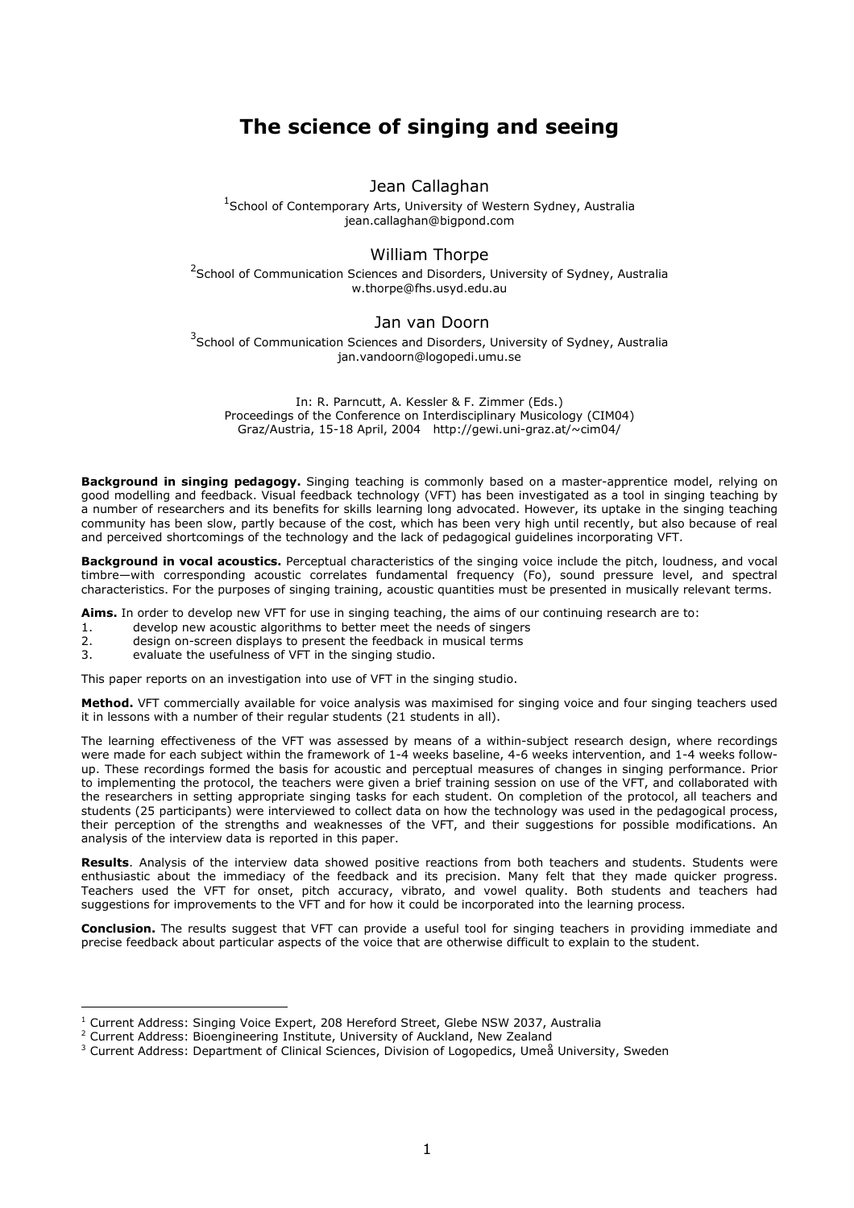# The science of singing and seeing

Jean Callaghan

[1]School of Contemporary Arts, University of Western Sydney, Australia
jean.callaghan@bigpond.com

William Thorpe

[2]School of Communication Sciences and Disorders, University of Sydney, Australia
w.thorpe@fhs.usyd.edu.au

Jan van Doorn

[3]School of Communication Sciences and Disorders, University of Sydney, Australia
jan.vandoorn@logopedi.umu.se

In: R. Parncutt, A. Kessler & F. Zimmer (Eds.)
Proceedings of the Conference on Interdisciplinary Musicology (CIM04)
Graz/Austria, 15-18 April, 2004 http://gewi.uni-graz.at/~cim04/

**Background in singing pedagogy.** Singing teaching is commonly based on a master-apprentice model, relying on good modelling and feedback. Visual feedback technology (VFT) has been investigated as a tool in singing teaching by a number of researchers and its benefits for skills learning long advocated. However, its uptake in the singing teaching community has been slow, partly because of the cost, which has been very high until recently, but also because of real and perceived shortcomings of the technology and the lack of pedagogical guidelines incorporating VFT.

**Background in vocal acoustics.** Perceptual characteristics of the singing voice include the pitch, loudness, and vocal timbre—with corresponding acoustic correlates fundamental frequency (Fo), sound pressure level, and spectral characteristics. For the purposes of singing training, acoustic quantities must be presented in musically relevant terms.

**Aims.** In order to develop new VFT for use in singing teaching, the aims of our continuing research are to:

1. develop new acoustic algorithms to better meet the needs of singers
2. design on-screen displays to present the feedback in musical terms
3. evaluate the usefulness of VFT in the singing studio.

This paper reports on an investigation into use of VFT in the singing studio.

**Method.** VFT commercially available for voice analysis was maximised for singing voice and four singing teachers used it in lessons with a number of their regular students (21 students in all).

The learning effectiveness of the VFT was assessed by means of a within-subject research design, where recordings were made for each subject within the framework of 1-4 weeks baseline, 4-6 weeks intervention, and 1-4 weeks follow-up. These recordings formed the basis for acoustic and perceptual measures of changes in singing performance. Prior to implementing the protocol, the teachers were given a brief training session on use of the VFT, and collaborated with the researchers in setting appropriate singing tasks for each student. On completion of the protocol, all teachers and students (25 participants) were interviewed to collect data on how the technology was used in the pedagogical process, their perception of the strengths and weaknesses of the VFT, and their suggestions for possible modifications. An analysis of the interview data is reported in this paper.

**Results**. Analysis of the interview data showed positive reactions from both teachers and students. Students were enthusiastic about the immediacy of the feedback and its precision. Many felt that they made quicker progress. Teachers used the VFT for onset, pitch accuracy, vibrato, and vowel quality. Both students and teachers had suggestions for improvements to the VFT and for how it could be incorporated into the learning process.

**Conclusion.** The results suggest that VFT can provide a useful tool for singing teachers in providing immediate and precise feedback about particular aspects of the voice that are otherwise difficult to explain to the student.

---

[1] Current Address: Singing Voice Expert, 208 Hereford Street, Glebe NSW 2037, Australia
[2] Current Address: Bioengineering Institute, University of Auckland, New Zealand
[3] Current Address: Department of Clinical Sciences, Division of Logopedics, Umeå University, Sweden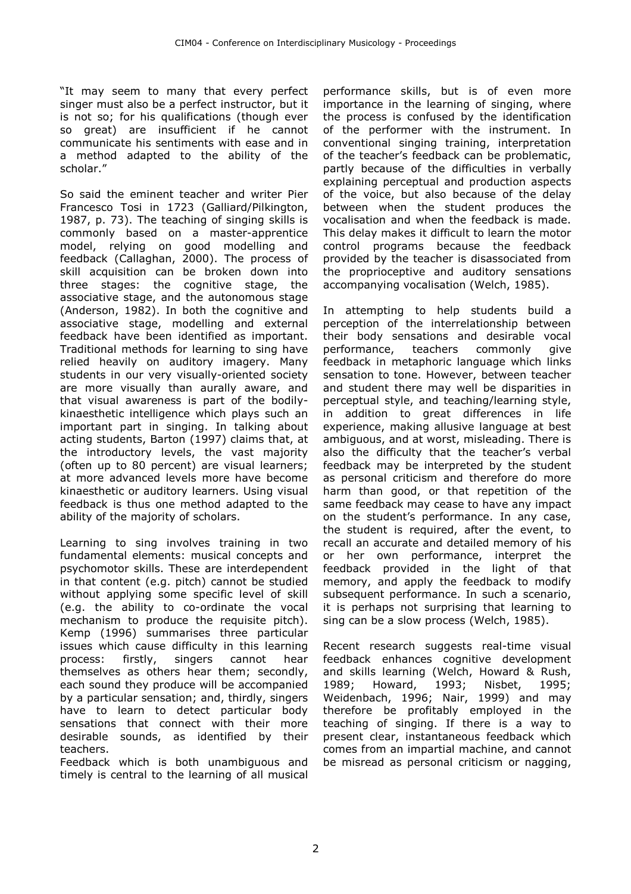"It may seem to many that every perfect singer must also be a perfect instructor, but it is not so; for his qualifications (though ever so great) are insufficient if he cannot communicate his sentiments with ease and in a method adapted to the ability of the scholar."

So said the eminent teacher and writer Pier Francesco Tosi in 1723 (Galliard/Pilkington, 1987, p. 73). The teaching of singing skills is commonly based on a master-apprentice model, relying on good modelling and feedback (Callaghan, 2000). The process of skill acquisition can be broken down into three stages: the cognitive stage, the associative stage, and the autonomous stage (Anderson, 1982). In both the cognitive and associative stage, modelling and external feedback have been identified as important. Traditional methods for learning to sing have relied heavily on auditory imagery. Many students in our very visually-oriented society are more visually than aurally aware, and that visual awareness is part of the bodily-kinaesthetic intelligence which plays such an important part in singing. In talking about acting students, Barton (1997) claims that, at the introductory levels, the vast majority (often up to 80 percent) are visual learners; at more advanced levels more have become kinaesthetic or auditory learners. Using visual feedback is thus one method adapted to the ability of the majority of scholars.

Learning to sing involves training in two fundamental elements: musical concepts and psychomotor skills. These are interdependent in that content (e.g. pitch) cannot be studied without applying some specific level of skill (e.g. the ability to co-ordinate the vocal mechanism to produce the requisite pitch). Kemp (1996) summarises three particular issues which cause difficulty in this learning process: firstly, singers cannot hear themselves as others hear them; secondly, each sound they produce will be accompanied by a particular sensation; and, thirdly, singers have to learn to detect particular body sensations that connect with their more desirable sounds, as identified by their teachers.

Feedback which is both unambiguous and timely is central to the learning of all musical performance skills, but is of even more importance in the learning of singing, where the process is confused by the identification of the performer with the instrument. In conventional singing training, interpretation of the teacher's feedback can be problematic, partly because of the difficulties in verbally explaining perceptual and production aspects of the voice, but also because of the delay between when the student produces the vocalisation and when the feedback is made. This delay makes it difficult to learn the motor control programs because the feedback provided by the teacher is disassociated from the proprioceptive and auditory sensations accompanying vocalisation (Welch, 1985).

In attempting to help students build a perception of the interrelationship between their body sensations and desirable vocal performance, teachers commonly give feedback in metaphoric language which links sensation to tone. However, between teacher and student there may well be disparities in perceptual style, and teaching/learning style, in addition to great differences in life experience, making allusive language at best ambiguous, and at worst, misleading. There is also the difficulty that the teacher's verbal feedback may be interpreted by the student as personal criticism and therefore do more harm than good, or that repetition of the same feedback may cease to have any impact on the student's performance. In any case, the student is required, after the event, to recall an accurate and detailed memory of his or her own performance, interpret the feedback provided in the light of that memory, and apply the feedback to modify subsequent performance. In such a scenario, it is perhaps not surprising that learning to sing can be a slow process (Welch, 1985).

Recent research suggests real-time visual feedback enhances cognitive development and skills learning (Welch, Howard & Rush, 1989; Howard, 1993; Nisbet, 1995; Weidenbach, 1996; Nair, 1999) and may therefore be profitably employed in the teaching of singing. If there is a way to present clear, instantaneous feedback which comes from an impartial machine, and cannot be misread as personal criticism or nagging,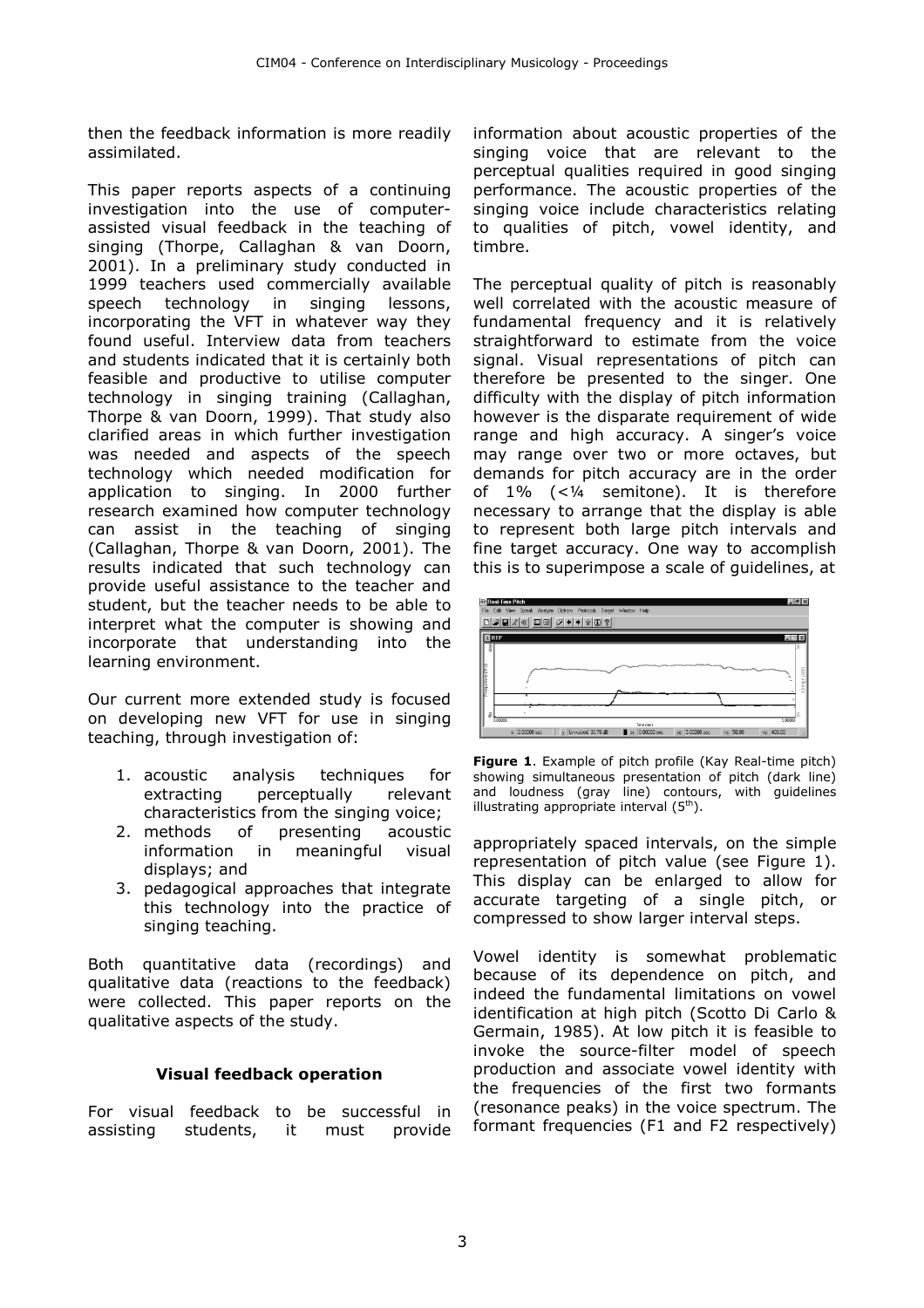then the feedback information is more readily assimilated.

This paper reports aspects of a continuing investigation into the use of computer-assisted visual feedback in the teaching of singing (Thorpe, Callaghan & van Doorn, 2001). In a preliminary study conducted in 1999 teachers used commercially available speech technology in singing lessons, incorporating the VFT in whatever way they found useful. Interview data from teachers and students indicated that it is certainly both feasible and productive to utilise computer technology in singing training (Callaghan, Thorpe & van Doorn, 1999). That study also clarified areas in which further investigation was needed and aspects of the speech technology which needed modification for application to singing. In 2000 further research examined how computer technology can assist in the teaching of singing (Callaghan, Thorpe & van Doorn, 2001). The results indicated that such technology can provide useful assistance to the teacher and student, but the teacher needs to be able to interpret what the computer is showing and incorporate that understanding into the learning environment.

Our current more extended study is focused on developing new VFT for use in singing teaching, through investigation of:

1. acoustic analysis techniques for extracting perceptually relevant characteristics from the singing voice;
2. methods of presenting acoustic information in meaningful visual displays; and
3. pedagogical approaches that integrate this technology into the practice of singing teaching.

Both quantitative data (recordings) and qualitative data (reactions to the feedback) were collected. This paper reports on the qualitative aspects of the study.

### Visual feedback operation

For visual feedback to be successful in assisting students, it must provide information about acoustic properties of the singing voice that are relevant to the perceptual qualities required in good singing performance. The acoustic properties of the singing voice include characteristics relating to qualities of pitch, vowel identity, and timbre.

The perceptual quality of pitch is reasonably well correlated with the acoustic measure of fundamental frequency and it is relatively straightforward to estimate from the voice signal. Visual representations of pitch can therefore be presented to the singer. One difficulty with the display of pitch information however is the disparate requirement of wide range and high accuracy. A singer's voice may range over two or more octaves, but demands for pitch accuracy are in the order of 1% (<¼ semitone). It is therefore necessary to arrange that the display is able to represent both large pitch intervals and fine target accuracy. One way to accomplish this is to superimpose a scale of guidelines, at appropriately spaced intervals, on the simple representation of pitch value (see Figure 1). This display can be enlarged to allow for accurate targeting of a single pitch, or compressed to show larger interval steps.

**Figure 1**. Example of pitch profile (Kay Real-time pitch) showing simultaneous presentation of pitch (dark line) and loudness (gray line) contours, with guidelines illustrating appropriate interval (5th).

Vowel identity is somewhat problematic because of its dependence on pitch, and indeed the fundamental limitations on vowel identification at high pitch (Scotto Di Carlo & Germain, 1985). At low pitch it is feasible to invoke the source-filter model of speech production and associate vowel identity with the frequencies of the first two formants (resonance peaks) in the voice spectrum. The formant frequencies (F1 and F2 respectively)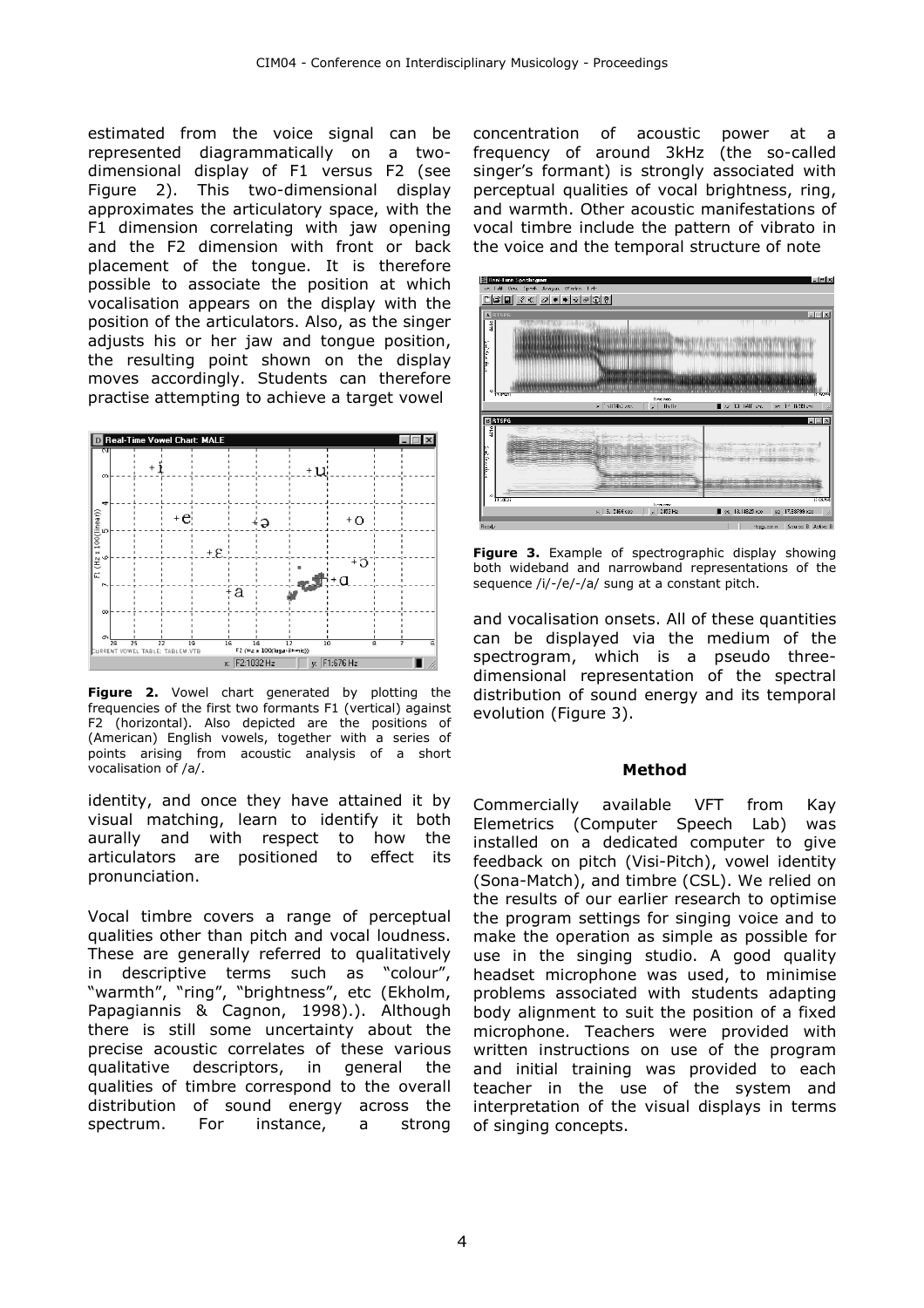estimated from the voice signal can be represented diagrammatically on a two-dimensional display of F1 versus F2 (see Figure 2). This two-dimensional display approximates the articulatory space, with the F1 dimension correlating with jaw opening and the F2 dimension with front or back placement of the tongue. It is therefore possible to associate the position at which vocalisation appears on the display with the position of the articulators. Also, as the singer adjusts his or her jaw and tongue position, the resulting point shown on the display moves accordingly. Students can therefore practise attempting to achieve a target vowel identity, and once they have attained it by visual matching, learn to identify it both aurally and with respect to how the articulators are positioned to effect its pronunciation.

**Figure 2.** Vowel chart generated by plotting the frequencies of the first two formants F1 (vertical) against F2 (horizontal). Also depicted are the positions of (American) English vowels, together with a series of points arising from acoustic analysis of a short vocalisation of /a/.

Vocal timbre covers a range of perceptual qualities other than pitch and vocal loudness. These are generally referred to qualitatively in descriptive terms such as "colour", "warmth", "ring", "brightness", etc (Ekholm, Papagiannis & Cagnon, 1998).). Although there is still some uncertainty about the precise acoustic correlates of these various qualitative descriptors, in general the qualities of timbre correspond to the overall distribution of sound energy across the spectrum. For instance, a strong concentration of acoustic power at a frequency of around 3kHz (the so-called singer's formant) is strongly associated with perceptual qualities of vocal brightness, ring, and warmth. Other acoustic manifestations of vocal timbre include the pattern of vibrato in the voice and the temporal structure of note and vocalisation onsets. All of these quantities can be displayed via the medium of the spectrogram, which is a pseudo three-dimensional representation of the spectral distribution of sound energy and its temporal evolution (Figure 3).

**Figure 3.** Example of spectrographic display showing both wideband and narrowband representations of the sequence /i/-/e/-/a/ sung at a constant pitch.

#### Method

Commercially available VFT from Kay Elemetrics (Computer Speech Lab) was installed on a dedicated computer to give feedback on pitch (Visi-Pitch), vowel identity (Sona-Match), and timbre (CSL). We relied on the results of our earlier research to optimise the program settings for singing voice and to make the operation as simple as possible for use in the singing studio. A good quality headset microphone was used, to minimise problems associated with students adapting body alignment to suit the position of a fixed microphone. Teachers were provided with written instructions on use of the program and initial training was provided to each teacher in the use of the system and interpretation of the visual displays in terms of singing concepts.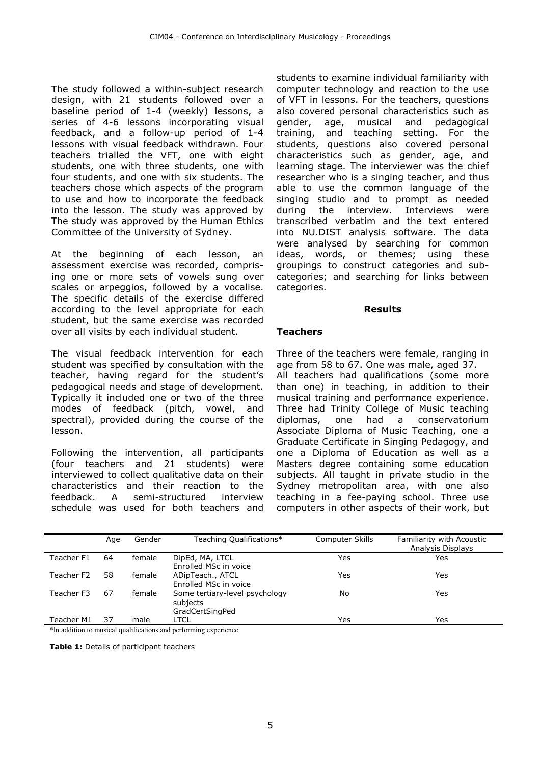The study followed a within-subject research design, with 21 students followed over a baseline period of 1-4 (weekly) lessons, a series of 4-6 lessons incorporating visual feedback, and a follow-up period of 1-4 lessons with visual feedback withdrawn. Four teachers trialled the VFT, one with eight students, one with three students, one with four students, and one with six students. The teachers chose which aspects of the program to use and how to incorporate the feedback into the lesson. The study was approved by The study was approved by the Human Ethics Committee of the University of Sydney.

At the beginning of each lesson, an assessment exercise was recorded, comprising one or more sets of vowels sung over scales or arpeggios, followed by a vocalise. The specific details of the exercise differed according to the level appropriate for each student, but the same exercise was recorded over all visits by each individual student.

The visual feedback intervention for each student was specified by consultation with the teacher, having regard for the student's pedagogical needs and stage of development. Typically it included one or two of the three modes of feedback (pitch, vowel, and spectral), provided during the course of the lesson.

Following the intervention, all participants (four teachers and 21 students) were interviewed to collect qualitative data on their characteristics and their reaction to the feedback. A semi-structured interview schedule was used for both teachers and students to examine individual familiarity with computer technology and reaction to the use of VFT in lessons. For the teachers, questions also covered personal characteristics such as gender, age, musical and pedagogical training, and teaching setting. For the students, questions also covered personal characteristics such as gender, age, and learning stage. The interviewer was the chief researcher who is a singing teacher, and thus able to use the common language of the singing studio and to prompt as needed during the interview. Interviews were transcribed verbatim and the text entered into NU.DIST analysis software. The data were analysed by searching for common ideas, words, or themes; using these groupings to construct categories and sub-categories; and searching for links between categories.

## Results

### Teachers

Three of the teachers were female, ranging in age from 58 to 67. One was male, aged 37. All teachers had qualifications (some more than one) in teaching, in addition to their musical training and performance experience. Three had Trinity College of Music teaching diplomas, one had a conservatorium Associate Diploma of Music Teaching, one a Graduate Certificate in Singing Pedagogy, and one a Diploma of Education as well as a Masters degree containing some education subjects. All taught in private studio in the Sydney metropolitan area, with one also teaching in a fee-paying school. Three use computers in other aspects of their work, but

| | Age | Gender | Teaching Qualifications* | Computer Skills | Familiarity with Acoustic Analysis Displays |
|---|---|---|---|---|---|
| Teacher F1 | 64 | female | DipEd, MA, LTCL Enrolled MSc in voice | Yes | Yes |
| Teacher F2 | 58 | female | ADipTeach., ATCL Enrolled MSc in voice | Yes | Yes |
| Teacher F3 | 67 | female | Some tertiary-level psychology subjects GradCertSingPed | No | Yes |
| Teacher M1 | 37 | male | LTCL | Yes | Yes |

*In addition to musical qualifications and performing experience

**Table 1:** Details of participant teachers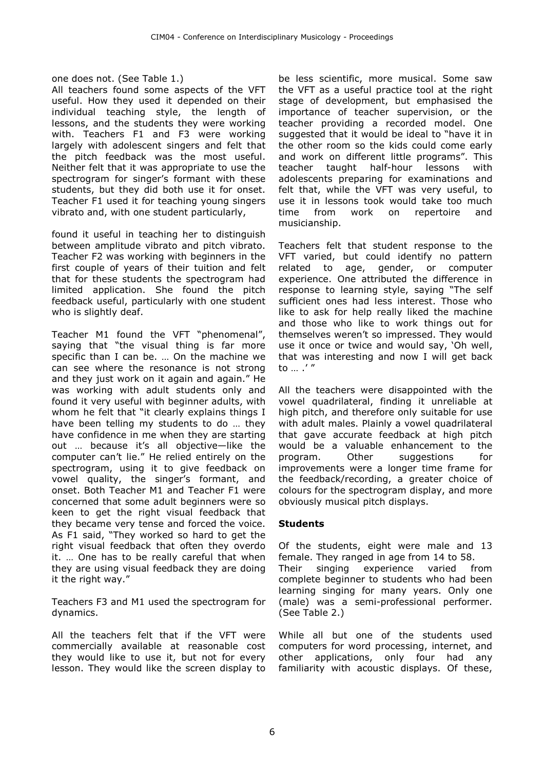one does not. (See Table 1.)

All teachers found some aspects of the VFT useful. How they used it depended on their individual teaching style, the length of lessons, and the students they were working with. Teachers F1 and F3 were working largely with adolescent singers and felt that the pitch feedback was the most useful. Neither felt that it was appropriate to use the spectrogram for singer's formant with these students, but they did both use it for onset. Teacher F1 used it for teaching young singers vibrato and, with one student particularly, found it useful in teaching her to distinguish between amplitude vibrato and pitch vibrato. Teacher F2 was working with beginners in the first couple of years of their tuition and felt that for these students the spectrogram had limited application. She found the pitch feedback useful, particularly with one student who is slightly deaf.

Teacher M1 found the VFT "phenomenal", saying that "the visual thing is far more specific than I can be. … On the machine we can see where the resonance is not strong and they just work on it again and again." He was working with adult students only and found it very useful with beginner adults, with whom he felt that "it clearly explains things I have been telling my students to do … they have confidence in me when they are starting out … because it's all objective—like the computer can't lie." He relied entirely on the spectrogram, using it to give feedback on vowel quality, the singer's formant, and onset. Both Teacher M1 and Teacher F1 were concerned that some adult beginners were so keen to get the right visual feedback that they became very tense and forced the voice. As F1 said, "They worked so hard to get the right visual feedback that often they overdo it. … One has to be really careful that when they are using visual feedback they are doing it the right way."

Teachers F3 and M1 used the spectrogram for dynamics.

All the teachers felt that if the VFT were commercially available at reasonable cost they would like to use it, but not for every lesson. They would like the screen display to be less scientific, more musical. Some saw the VFT as a useful practice tool at the right stage of development, but emphasised the importance of teacher supervision, or the teacher providing a recorded model. One suggested that it would be ideal to "have it in the other room so the kids could come early and work on different little programs". This teacher taught half-hour lessons with adolescents preparing for examinations and felt that, while the VFT was very useful, to use it in lessons took would take too much time from work on repertoire and musicianship.

Teachers felt that student response to the VFT varied, but could identify no pattern related to age, gender, or computer experience. One attributed the difference in response to learning style, saying "The self sufficient ones had less interest. Those who like to ask for help really liked the machine and those who like to work things out for themselves weren't so impressed. They would use it once or twice and would say, 'Oh well, that was interesting and now I will get back to … .' "

All the teachers were disappointed with the vowel quadrilateral, finding it unreliable at high pitch, and therefore only suitable for use with adult males. Plainly a vowel quadrilateral that gave accurate feedback at high pitch would be a valuable enhancement to the program. Other suggestions for improvements were a longer time frame for the feedback/recording, a greater choice of colours for the spectrogram display, and more obviously musical pitch displays.

**Students**

Of the students, eight were male and 13 female. They ranged in age from 14 to 58. Their singing experience varied from complete beginner to students who had been learning singing for many years. Only one (male) was a semi-professional performer. (See Table 2.)

While all but one of the students used computers for word processing, internet, and other applications, only four had any familiarity with acoustic displays. Of these,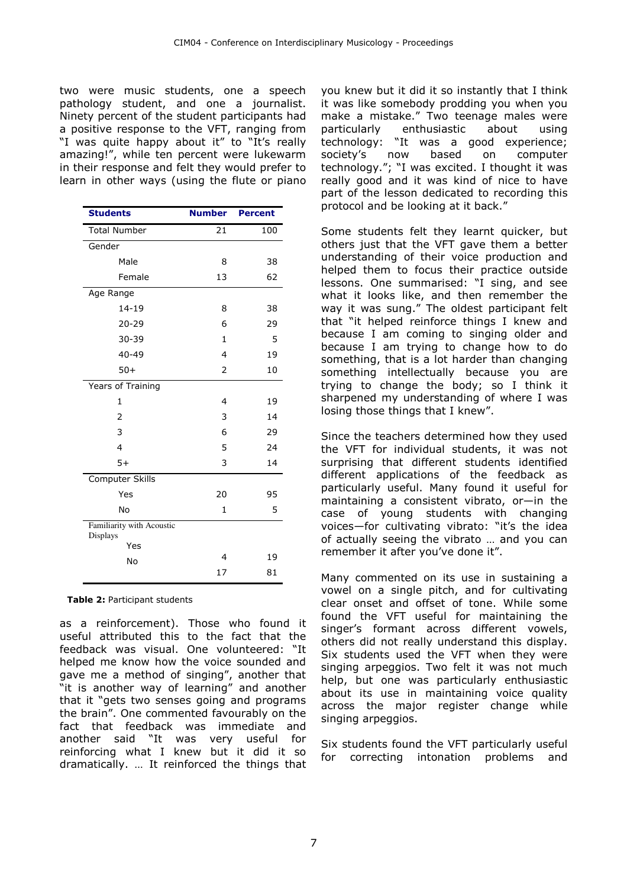two were music students, one a speech pathology student, and one a journalist. Ninety percent of the student participants had a positive response to the VFT, ranging from "I was quite happy about it" to "It's really amazing!", while ten percent were lukewarm in their response and felt they would prefer to learn in other ways (using the flute or piano as a reinforcement). Those who found it useful attributed this to the fact that the feedback was visual. One volunteered: "It helped me know how the voice sounded and gave me a method of singing", another that "it is another way of learning" and another that it "gets two senses going and programs the brain". One commented favourably on the fact that feedback was immediate and another said "It was very useful for reinforcing what I knew but it did it so dramatically. … It reinforced the things that you knew but it did it so instantly that I think it was like somebody prodding you when you make a mistake." Two teenage males were particularly enthusiastic about using technology: "It was a good experience; society's now based on computer technology."; "I was excited. I thought it was really good and it was kind of nice to have part of the lesson dedicated to recording this protocol and be looking at it back."

| **Students** | **Number** | **Percent** |
|---|---|---|
| Total Number | 21 | 100 |
| Gender | | |
| Male | 8 | 38 |
| Female | 13 | 62 |
| Age Range | | |
| 14-19 | 8 | 38 |
| 20-29 | 6 | 29 |
| 30-39 | 1 | 5 |
| 40-49 | 4 | 19 |
| 50+ | 2 | 10 |
| Years of Training | | |
| 1 | 4 | 19 |
| 2 | 3 | 14 |
| 3 | 6 | 29 |
| 4 | 5 | 24 |
| 5+ | 3 | 14 |
| Computer Skills | | |
| Yes | 20 | 95 |
| No | 1 | 5 |
| Familiarity with Acoustic Displays | | |
| Yes | 4 | 19 |
| No | 17 | 81 |

**Table 2:** Participant students

Some students felt they learnt quicker, but others just that the VFT gave them a better understanding of their voice production and helped them to focus their practice outside lessons. One summarised: "I sing, and see what it looks like, and then remember the way it was sung." The oldest participant felt that "it helped reinforce things I knew and because I am coming to singing older and because I am trying to change how to do something, that is a lot harder than changing something intellectually because you are trying to change the body; so I think it sharpened my understanding of where I was losing those things that I knew".

Since the teachers determined how they used the VFT for individual students, it was not surprising that different students identified different applications of the feedback as particularly useful. Many found it useful for maintaining a consistent vibrato, or—in the case of young students with changing voices—for cultivating vibrato: "it's the idea of actually seeing the vibrato … and you can remember it after you've done it".

Many commented on its use in sustaining a vowel on a single pitch, and for cultivating clear onset and offset of tone. While some found the VFT useful for maintaining the singer's formant across different vowels, others did not really understand this display. Six students used the VFT when they were singing arpeggios. Two felt it was not much help, but one was particularly enthusiastic about its use in maintaining voice quality across the major register change while singing arpeggios.

Six students found the VFT particularly useful for correcting intonation problems and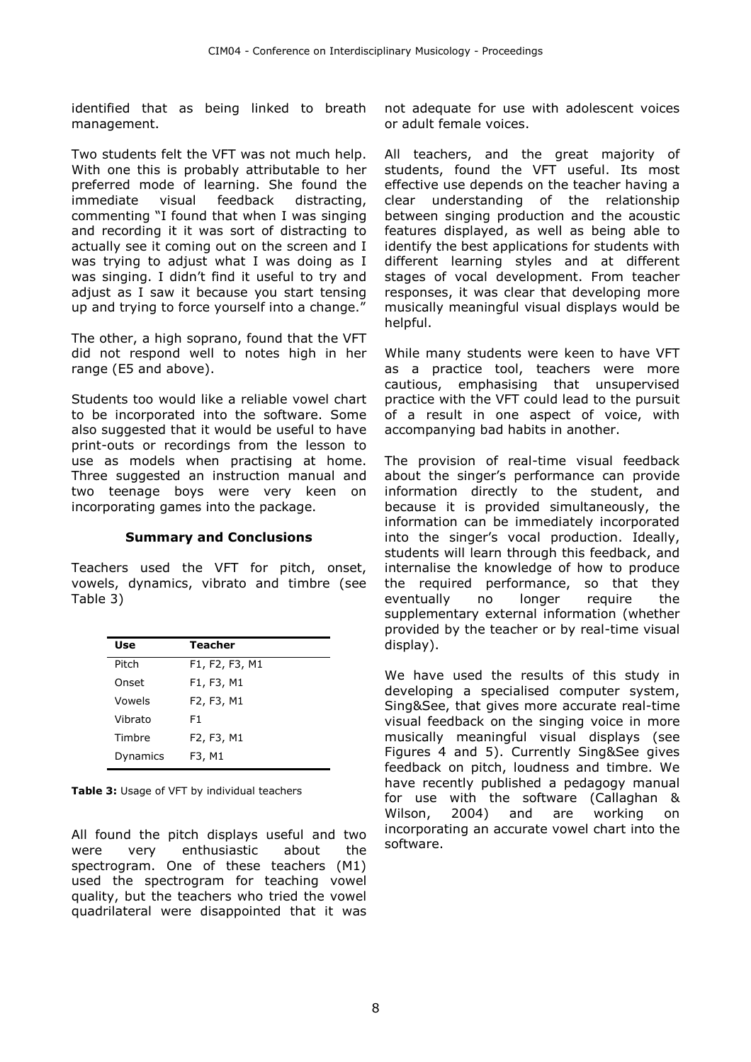identified that as being linked to breath management.

Two students felt the VFT was not much help. With one this is probably attributable to her preferred mode of learning. She found the immediate visual feedback distracting, commenting "I found that when I was singing and recording it it was sort of distracting to actually see it coming out on the screen and I was trying to adjust what I was doing as I was singing. I didn't find it useful to try and adjust as I saw it because you start tensing up and trying to force yourself into a change."

The other, a high soprano, found that the VFT did not respond well to notes high in her range (E5 and above).

Students too would like a reliable vowel chart to be incorporated into the software. Some also suggested that it would be useful to have print-outs or recordings from the lesson to use as models when practising at home. Three suggested an instruction manual and two teenage boys were very keen on incorporating games into the package.

### Summary and Conclusions

Teachers used the VFT for pitch, onset, vowels, dynamics, vibrato and timbre (see Table 3)

| Use | Teacher |
|---|---|
| Pitch | F1, F2, F3, M1 |
| Onset | F1, F3, M1 |
| Vowels | F2, F3, M1 |
| Vibrato | F1 |
| Timbre | F2, F3, M1 |
| Dynamics | F3, M1 |

**Table 3:** Usage of VFT by individual teachers

All found the pitch displays useful and two were very enthusiastic about the spectrogram. One of these teachers (M1) used the spectrogram for teaching vowel quality, but the teachers who tried the vowel quadrilateral were disappointed that it was not adequate for use with adolescent voices or adult female voices.

All teachers, and the great majority of students, found the VFT useful. Its most effective use depends on the teacher having a clear understanding of the relationship between singing production and the acoustic features displayed, as well as being able to identify the best applications for students with different learning styles and at different stages of vocal development. From teacher responses, it was clear that developing more musically meaningful visual displays would be helpful.

While many students were keen to have VFT as a practice tool, teachers were more cautious, emphasising that unsupervised practice with the VFT could lead to the pursuit of a result in one aspect of voice, with accompanying bad habits in another.

The provision of real-time visual feedback about the singer's performance can provide information directly to the student, and because it is provided simultaneously, the information can be immediately incorporated into the singer's vocal production. Ideally, students will learn through this feedback, and internalise the knowledge of how to produce the required performance, so that they eventually no longer require the supplementary external information (whether provided by the teacher or by real-time visual display).

We have used the results of this study in developing a specialised computer system, Sing&See, that gives more accurate real-time visual feedback on the singing voice in more musically meaningful visual displays (see Figures 4 and 5). Currently Sing&See gives feedback on pitch, loudness and timbre. We have recently published a pedagogy manual for use with the software (Callaghan & Wilson, 2004) and are working on incorporating an accurate vowel chart into the software.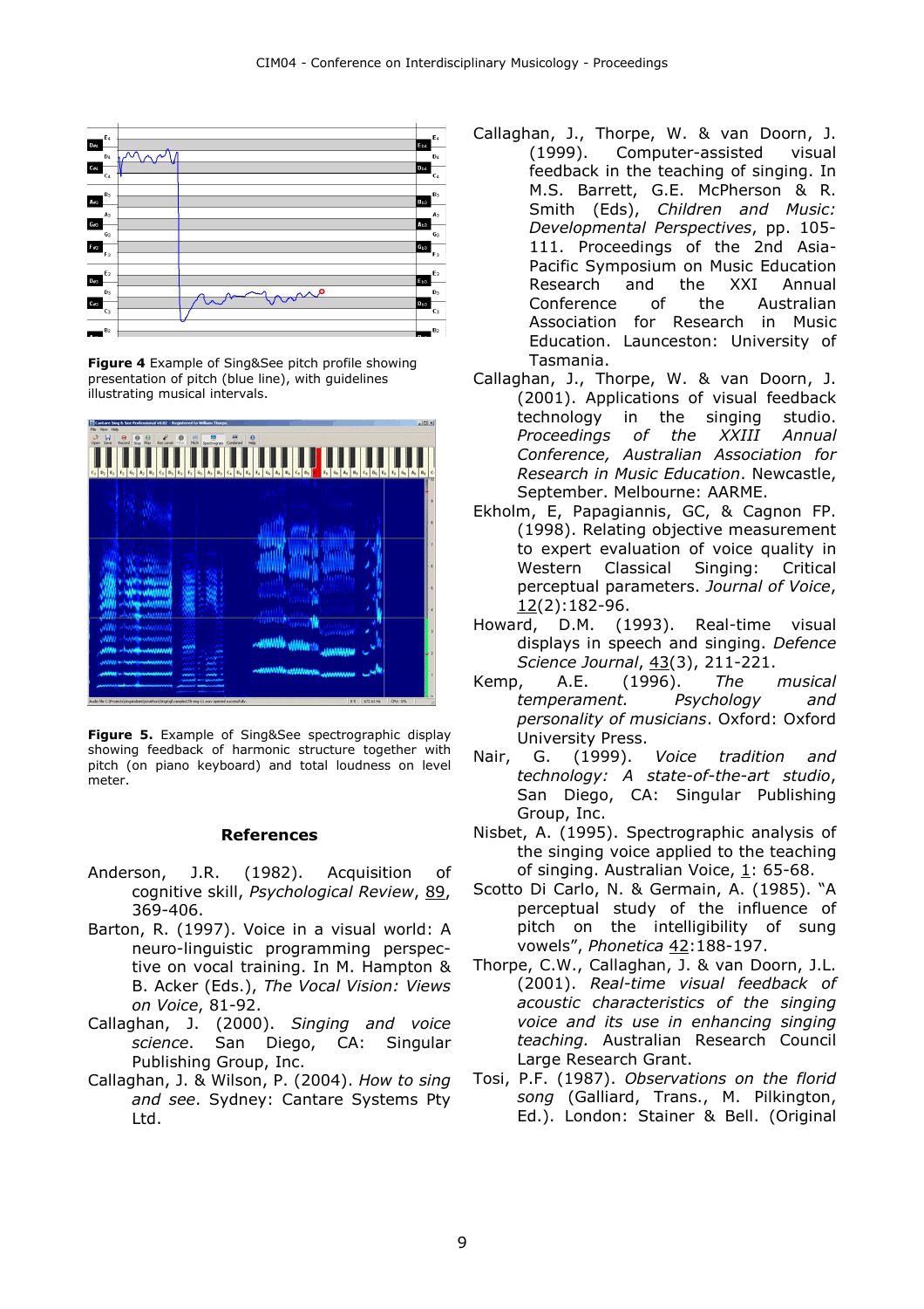**Figure 4** Example of Sing&See pitch profile showing presentation of pitch (blue line), with guidelines illustrating musical intervals.

**Figure 5.** Example of Sing&See spectrographic display showing feedback of harmonic structure together with pitch (on piano keyboard) and total loudness on level meter.

## References

Anderson, J.R. (1982). Acquisition of cognitive skill, *Psychological Review*, 89, 369-406.

Barton, R. (1997). Voice in a visual world: A neuro-linguistic programming perspective on vocal training. In M. Hampton & B. Acker (Eds.), *The Vocal Vision: Views on Voice*, 81-92.

Callaghan, J. (2000). *Singing and voice science*. San Diego, CA: Singular Publishing Group, Inc.

Callaghan, J. & Wilson, P. (2004). *How to sing and see*. Sydney: Cantare Systems Pty Ltd.

Callaghan, J., Thorpe, W. & van Doorn, J. (1999). Computer-assisted visual feedback in the teaching of singing. In M.S. Barrett, G.E. McPherson & R. Smith (Eds), *Children and Music: Developmental Perspectives*, pp. 105-111. Proceedings of the 2nd Asia-Pacific Symposium on Music Education Research and the XXI Annual Conference of the Australian Association for Research in Music Education. Launceston: University of Tasmania.

Callaghan, J., Thorpe, W. & van Doorn, J. (2001). Applications of visual feedback technology in the singing studio. *Proceedings of the XXIII Annual Conference, Australian Association for Research in Music Education*. Newcastle, September. Melbourne: AARME.

Ekholm, E, Papagiannis, GC, & Cagnon FP. (1998). Relating objective measurement to expert evaluation of voice quality in Western Classical Singing: Critical perceptual parameters. *Journal of Voice*, 12(2):182-96.

Howard, D.M. (1993). Real-time visual displays in speech and singing. *Defence Science Journal*, 43(3), 211-221.

Kemp, A.E. (1996). *The musical temperament. Psychology and personality of musicians*. Oxford: Oxford University Press.

Nair, G. (1999). *Voice tradition and technology: A state-of-the-art studio*, San Diego, CA: Singular Publishing Group, Inc.

Nisbet, A. (1995). Spectrographic analysis of the singing voice applied to the teaching of singing. Australian Voice, 1: 65-68.

Scotto Di Carlo, N. & Germain, A. (1985). "A perceptual study of the influence of pitch on the intelligibility of sung vowels", *Phonetica* 42:188-197.

Thorpe, C.W., Callaghan, J. & van Doorn, J.L. (2001). *Real-time visual feedback of acoustic characteristics of the singing voice and its use in enhancing singing teaching*. Australian Research Council Large Research Grant.

Tosi, P.F. (1987). *Observations on the florid song* (Galliard, Trans., M. Pilkington, Ed.). London: Stainer & Bell. (Original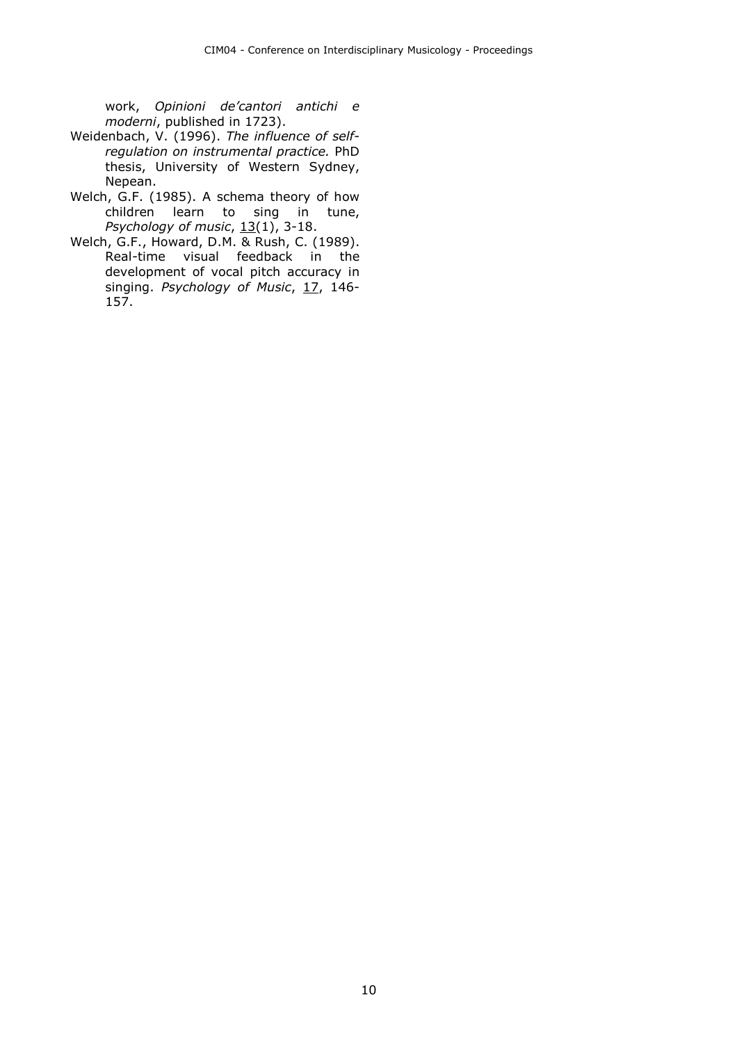work, *Opinioni de'cantori antichi e moderni*, published in 1723).

Weidenbach, V. (1996). *The influence of self-regulation on instrumental practice.* PhD thesis, University of Western Sydney, Nepean.

Welch, G.F. (1985). A schema theory of how children learn to sing in tune, *Psychology of music*, 13(1), 3-18.

Welch, G.F., Howard, D.M. & Rush, C. (1989). Real-time visual feedback in the development of vocal pitch accuracy in singing. *Psychology of Music*, 17, 146-157.